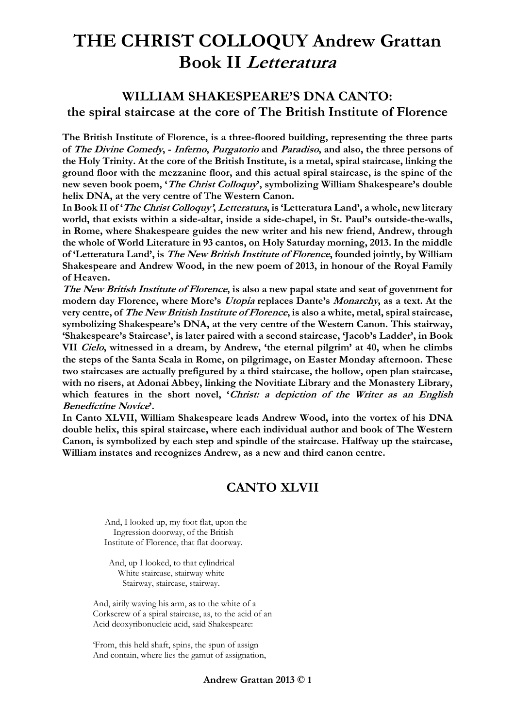# THE CHRIST COLLOQUY Andrew Grattan Book II *Letteratura*

## WILLIAM SHAKESPEARE'S DNA CANTO: the spiral staircase at the core of The British Institute of Florence

**The British Institute of Florence, is a three-floored building, representing the three parts of *The Divine Comedy*, - *Inferno*, *Purgatorio* and *Paradiso*, and also, the three persons of the Holy Trinity. At the core of the British Institute, is a metal, spiral staircase, linking the ground floor with the mezzanine floor, and this actual spiral staircase, is the spine of the new seven book poem, '*The Christ Colloquy*', symbolizing William Shakespeare's double helix DNA, at the very centre of The Western Canon.**

**In Book II of '*The Christ Colloquy*', *Letteratura*, is 'Letteratura Land', a whole, new literary world, that exists within a side-altar, inside a side-chapel, in St. Paul's outside-the-walls, in Rome, where Shakespeare guides the new writer and his new friend, Andrew, through the whole of World Literature in 93 cantos, on Holy Saturday morning, 2013. In the middle of 'Letteratura Land', is *The New British Institute of Florence*, founded jointly, by William Shakespeare and Andrew Wood, in the new poem of 2013, in honour of the Royal Family of Heaven.**

***The New British Institute of Florence*, is also a new papal state and seat of govenment for modern day Florence, where More's *Utopia* replaces Dante's *Monarchy*, as a text. At the very centre, of *The New British Institute of Florence*, is also a white, metal, spiral staircase, symbolizing Shakespeare's DNA, at the very centre of the Western Canon. This stairway, 'Shakespeare's Staircase', is later paired with a second staircase, 'Jacob's Ladder', in Book VII *Cielo*, witnessed in a dream, by Andrew, 'the eternal pilgrim' at 40, when he climbs the steps of the Santa Scala in Rome, on pilgrimage, on Easter Monday afternoon. These two staircases are actually prefigured by a third staircase, the hollow, open plan staircase, with no risers, at Adonai Abbey, linking the Novitiate Library and the Monastery Library, which features in the short novel, '*Christ: a depiction of the Writer as an English Benedictine Novice*'.**

**In Canto XLVII, William Shakespeare leads Andrew Wood, into the vortex of his DNA double helix, this spiral staircase, where each individual author and book of The Western Canon, is symbolized by each step and spindle of the staircase. Halfway up the staircase, William instates and recognizes Andrew, as a new and third canon centre.**

## CANTO XLVII

And, I looked up, my foot flat, upon the
Ingression doorway, of the British
Institute of Florence, that flat doorway.

And, up I looked, to that cylindrical
White staircase, stairway white
Stairway, staircase, stairway.

And, airily waving his arm, as to the white of a
Corkscrew of a spiral staircase, as, to the acid of an
Acid deoxyribonucleic acid, said Shakespeare:

'From, this held shaft, spins, the spun of assign
And contain, where lies the gamut of assignation,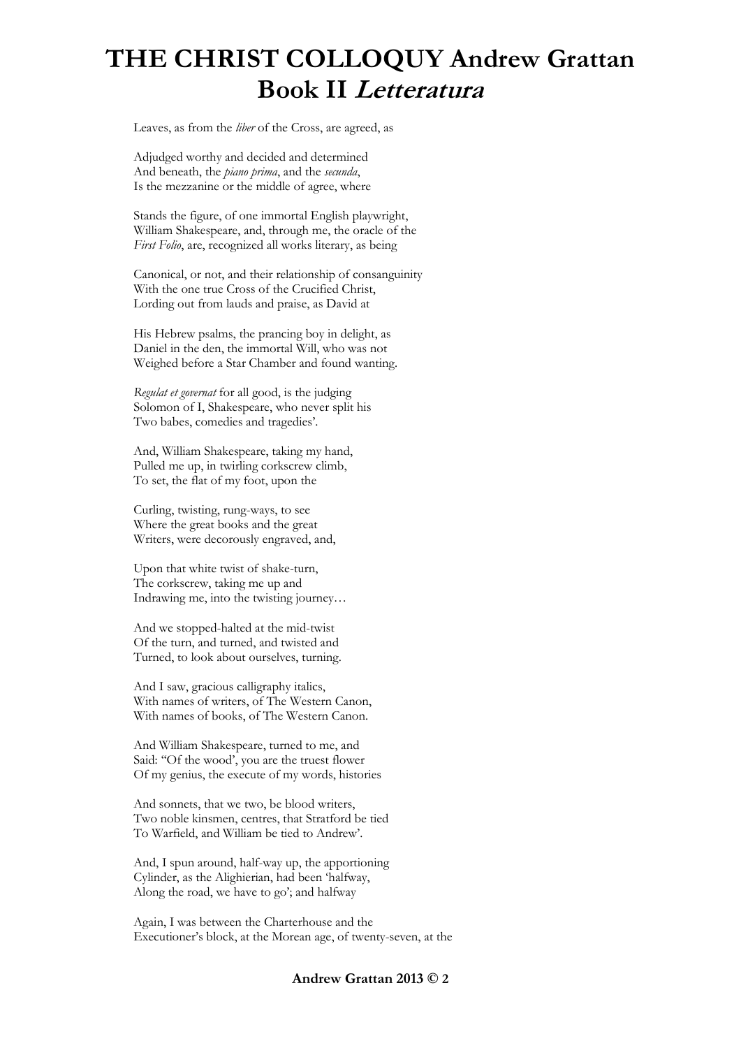# THE CHRIST COLLOQUY Andrew Grattan Book II *Letteratura*

Leaves, as from the *liber* of the Cross, are agreed, as

Adjudged worthy and decided and determined  
And beneath, the *piano prima*, and the *secunda*,  
Is the mezzanine or the middle of agree, where

Stands the figure, of one immortal English playwright,  
William Shakespeare, and, through me, the oracle of the  
*First Folio*, are, recognized all works literary, as being

Canonical, or not, and their relationship of consanguinity  
With the one true Cross of the Crucified Christ,  
Lording out from lauds and praise, as David at

His Hebrew psalms, the prancing boy in delight, as  
Daniel in the den, the immortal Will, who was not  
Weighed before a Star Chamber and found wanting.

*Regulat et governat* for all good, is the judging  
Solomon of I, Shakespeare, who never split his  
Two babes, comedies and tragedies'.

And, William Shakespeare, taking my hand,  
Pulled me up, in twirling corkscrew climb,  
To set, the flat of my foot, upon the

Curling, twisting, rung-ways, to see  
Where the great books and the great  
Writers, were decorously engraved, and,

Upon that white twist of shake-turn,  
The corkscrew, taking me up and  
Indrawing me, into the twisting journey…

And we stopped-halted at the mid-twist  
Of the turn, and turned, and twisted and  
Turned, to look about ourselves, turning.

And I saw, gracious calligraphy italics,  
With names of writers, of The Western Canon,  
With names of books, of The Western Canon.

And William Shakespeare, turned to me, and  
Said: "Of the wood', you are the truest flower  
Of my genius, the execute of my words, histories

And sonnets, that we two, be blood writers,  
Two noble kinsmen, centres, that Stratford be tied  
To Warfield, and William be tied to Andrew'.

And, I spun around, half-way up, the apportioning  
Cylinder, as the Alighierian, had been 'halfway,  
Along the road, we have to go'; and halfway

Again, I was between the Charterhouse and the  
Executioner's block, at the Morean age, of twenty-seven, at the

**Andrew Grattan 2013 ©**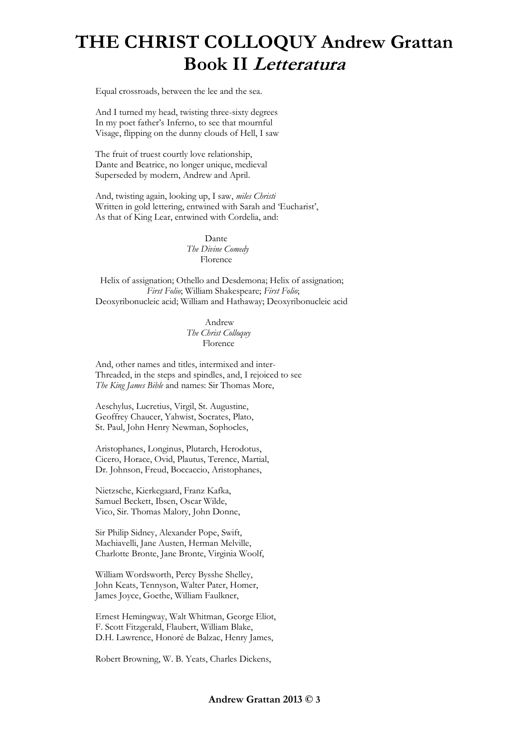# THE CHRIST COLLOQUY Andrew Grattan Book II *Letteratura*

Equal crossroads, between the lee and the sea.

And I turned my head, twisting three-sixty degrees
In my poet father's Inferno, to see that mournful
Visage, flipping on the dunny clouds of Hell, I saw

The fruit of truest courtly love relationship,
Dante and Beatrice, no longer unique, medieval
Superseded by modern, Andrew and April.

And, twisting again, looking up, I saw, *miles Christi*
Written in gold lettering, entwined with Sarah and 'Eucharist',
As that of King Lear, entwined with Cordelia, and:

Dante
*The Divine Comedy*
Florence

Helix of assignation; Othello and Desdemona; Helix of assignation;
*First Folio*; William Shakespeare; *First Folio*;
Deoxyribonucleic acid; William and Hathaway; Deoxyribonucleic acid

Andrew
*The Christ Colloquy*
Florence

And, other names and titles, intermixed and inter-
Threaded, in the steps and spindles, and, I rejoiced to see
*The King James Bible* and names: Sir Thomas More,

Aeschylus, Lucretius, Virgil, St. Augustine,
Geoffrey Chaucer, Yahwist, Socrates, Plato,
St. Paul, John Henry Newman, Sophocles,

Aristophanes, Longinus, Plutarch, Herodotus,
Cicero, Horace, Ovid, Plautus, Terence, Martial,
Dr. Johnson, Freud, Boccaccio, Aristophanes,

Nietzsche, Kierkegaard, Franz Kafka,
Samuel Beckett, Ibsen, Oscar Wilde,
Vico, Sir. Thomas Malory, John Donne,

Sir Philip Sidney, Alexander Pope, Swift,
Machiavelli, Jane Austen, Herman Melville,
Charlotte Bronte, Jane Bronte, Virginia Woolf,

William Wordsworth, Percy Bysshe Shelley,
John Keats, Tennyson, Walter Pater, Homer,
James Joyce, Goethe, William Faulkner,

Ernest Hemingway, Walt Whitman, George Eliot,
F. Scott Fitzgerald, Flaubert, William Blake,
D.H. Lawrence, Honoré de Balzac, Henry James,

Robert Browning, W. B. Yeats, Charles Dickens,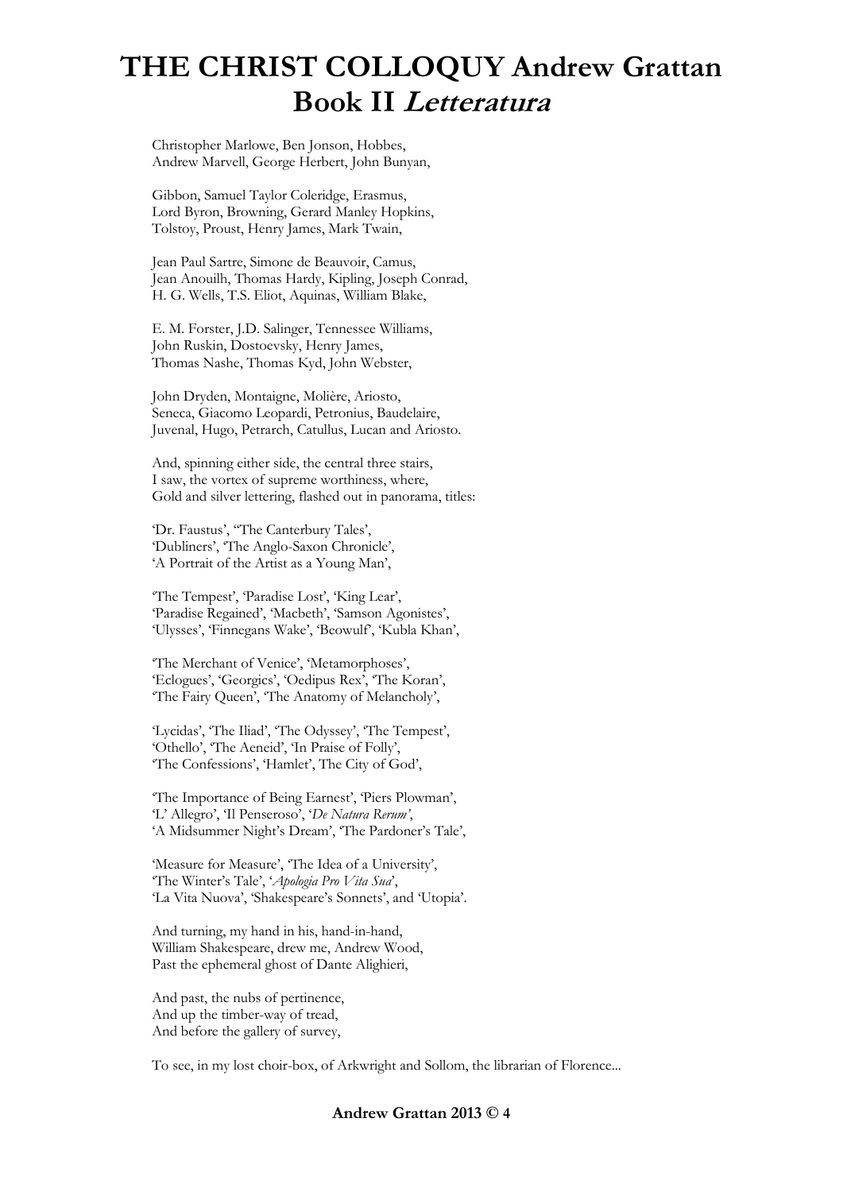# THE CHRIST COLLOQUY Andrew Grattan Book II *Letteratura*

Christopher Marlowe, Ben Jonson, Hobbes,
Andrew Marvell, George Herbert, John Bunyan,

Gibbon, Samuel Taylor Coleridge, Erasmus,
Lord Byron, Browning, Gerard Manley Hopkins,
Tolstoy, Proust, Henry James, Mark Twain,

Jean Paul Sartre, Simone de Beauvoir, Camus,
Jean Anouilh, Thomas Hardy, Kipling, Joseph Conrad,
H. G. Wells, T.S. Eliot, Aquinas, William Blake,

E. M. Forster, J.D. Salinger, Tennessee Williams,
John Ruskin, Dostoevsky, Henry James,
Thomas Nashe, Thomas Kyd, John Webster,

John Dryden, Montaigne, Molière, Ariosto,
Seneca, Giacomo Leopardi, Petronius, Baudelaire,
Juvenal, Hugo, Petrarch, Catullus, Lucan and Ariosto.

And, spinning either side, the central three stairs,
I saw, the vortex of supreme worthiness, where,
Gold and silver lettering, flashed out in panorama, titles:

'Dr. Faustus', ''The Canterbury Tales',
'Dubliners', 'The Anglo-Saxon Chronicle',
'A Portrait of the Artist as a Young Man',

'The Tempest', 'Paradise Lost', 'King Lear',
'Paradise Regained', 'Macbeth', 'Samson Agonistes',
'Ulysses', 'Finnegans Wake', 'Beowulf', 'Kubla Khan',

'The Merchant of Venice', 'Metamorphoses',
'Eclogues', 'Georgics', 'Oedipus Rex', 'The Koran',
'The Fairy Queen', 'The Anatomy of Melancholy',

'Lycidas', 'The Iliad', 'The Odyssey', 'The Tempest',
'Othello', 'The Aeneid', 'In Praise of Folly',
'The Confessions', 'Hamlet', The City of God',

'The Importance of Being Earnest', 'Piers Plowman',
'L' Allegro', 'Il Penseroso', '*De Natura Rerum*',
'A Midsummer Night's Dream', 'The Pardoner's Tale',

'Measure for Measure', 'The Idea of a University',
'The Winter's Tale', '*Apologia Pro Vita Sua*',
'La Vita Nuova', 'Shakespeare's Sonnets', and 'Utopia'.

And turning, my hand in his, hand-in-hand,
William Shakespeare, drew me, Andrew Wood,
Past the ephemeral ghost of Dante Alighieri,

And past, the nubs of pertinence,
And up the timber-way of tread,
And before the gallery of survey,

To see, in my lost choir-box, of Arkwright and Sollom, the librarian of Florence...